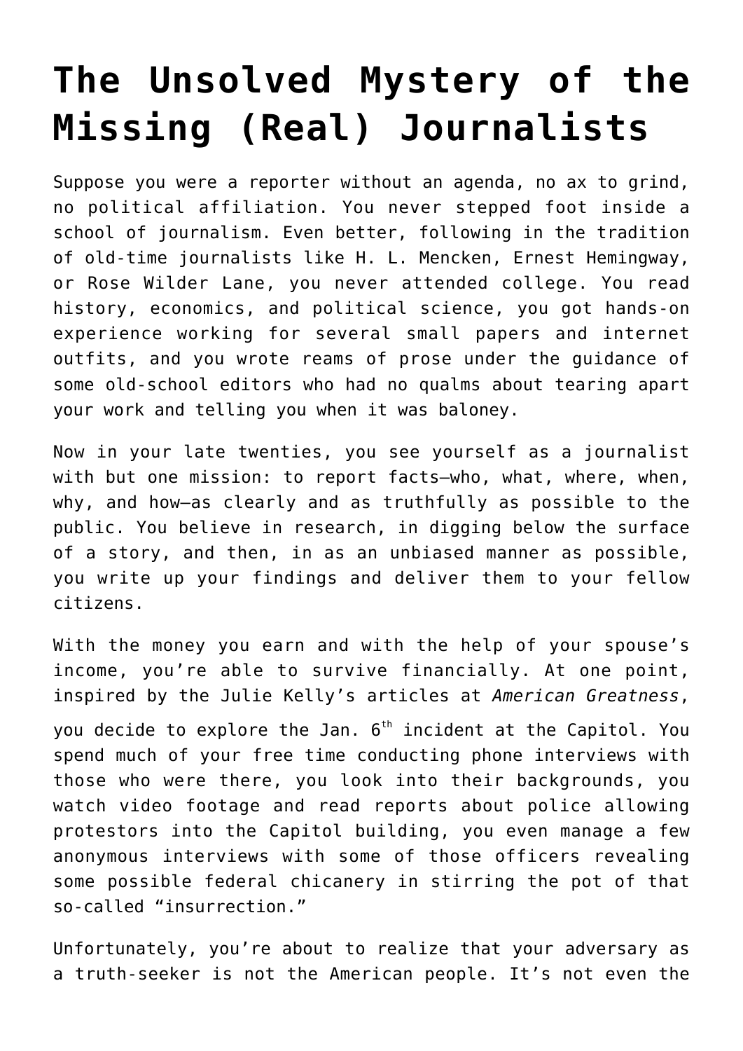# The Unsolved Mystery of the Missing (Real) Journalists

Suppose you were a reporter without an agenda, no ax to grind, no political affiliation. You never stepped foot inside a school of journalism. Even better, following in the tradition of old-time journalists like H. L. Mencken, Ernest Hemingway, or Rose Wilder Lane, you never attended college. You read history, economics, and political science, you got hands-on experience working for several small papers and internet outfits, and you wrote reams of prose under the guidance of some old-school editors who had no qualms about tearing apart your work and telling you when it was baloney.

Now in your late twenties, you see yourself as a journalist with but one mission: to report facts—who, what, where, when, why, and how—as clearly and as truthfully as possible to the public. You believe in research, in digging below the surface of a story, and then, in as an unbiased manner as possible, you write up your findings and deliver them to your fellow citizens.

With the money you earn and with the help of your spouse's income, you're able to survive financially. At one point, inspired by the Julie Kelly's articles at *American Greatness*, you decide to explore the Jan. 6th incident at the Capitol. You spend much of your free time conducting phone interviews with those who were there, you look into their backgrounds, you watch video footage and read reports about police allowing protestors into the Capitol building, you even manage a few anonymous interviews with some of those officers revealing some possible federal chicanery in stirring the pot of that so-called "insurrection."

Unfortunately, you're about to realize that your adversary as a truth-seeker is not the American people. It's not even the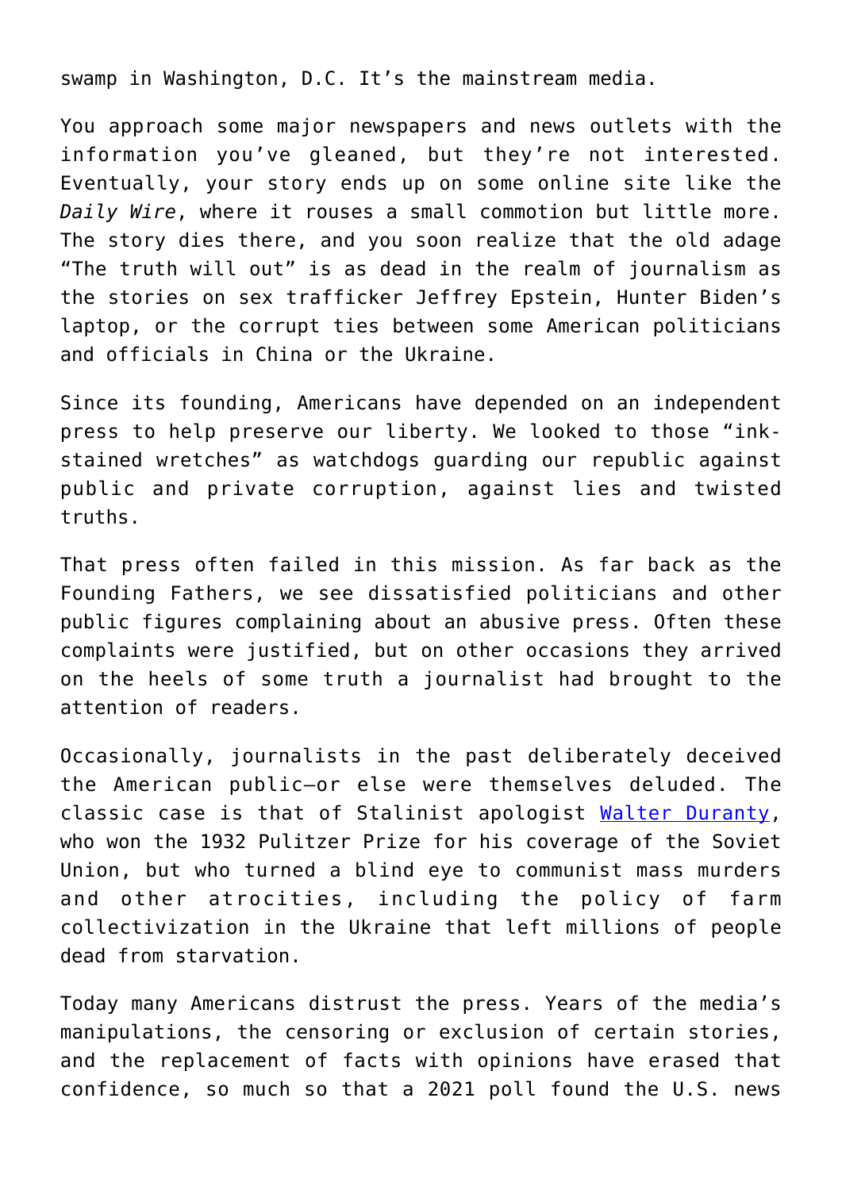swamp in Washington, D.C. It's the mainstream media.

You approach some major newspapers and news outlets with the information you've gleaned, but they're not interested. Eventually, your story ends up on some online site like the *Daily Wire*, where it rouses a small commotion but little more. The story dies there, and you soon realize that the old adage "The truth will out" is as dead in the realm of journalism as the stories on sex trafficker Jeffrey Epstein, Hunter Biden's laptop, or the corrupt ties between some American politicians and officials in China or the Ukraine.

Since its founding, Americans have depended on an independent press to help preserve our liberty. We looked to those "ink-stained wretches" as watchdogs guarding our republic against public and private corruption, against lies and twisted truths.

That press often failed in this mission. As far back as the Founding Fathers, we see dissatisfied politicians and other public figures complaining about an abusive press. Often these complaints were justified, but on other occasions they arrived on the heels of some truth a journalist had brought to the attention of readers.

Occasionally, journalists in the past deliberately deceived the American public—or else were themselves deluded. The classic case is that of Stalinist apologist Walter Duranty, who won the 1932 Pulitzer Prize for his coverage of the Soviet Union, but who turned a blind eye to communist mass murders and other atrocities, including the policy of farm collectivization in the Ukraine that left millions of people dead from starvation.

Today many Americans distrust the press. Years of the media's manipulations, the censoring or exclusion of certain stories, and the replacement of facts with opinions have erased that confidence, so much so that a 2021 poll found the U.S. news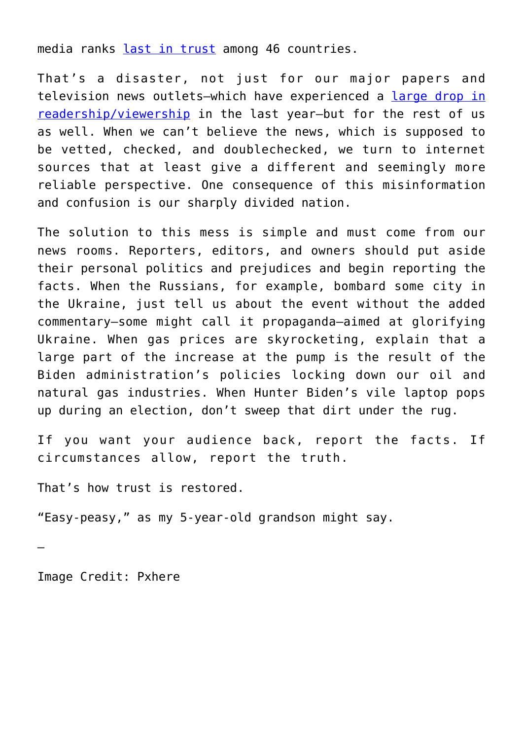media ranks [last in trust] among 46 countries.

That's a disaster, not just for our major papers and television news outlets—which have experienced a [large drop in readership/viewership] in the last year—but for the rest of us as well. When we can't believe the news, which is supposed to be vetted, checked, and doublechecked, we turn to internet sources that at least give a different and seemingly more reliable perspective. One consequence of this misinformation and confusion is our sharply divided nation.

The solution to this mess is simple and must come from our news rooms. Reporters, editors, and owners should put aside their personal politics and prejudices and begin reporting the facts. When the Russians, for example, bombard some city in the Ukraine, just tell us about the event without the added commentary—some might call it propaganda—aimed at glorifying Ukraine. When gas prices are skyrocketing, explain that a large part of the increase at the pump is the result of the Biden administration's policies locking down our oil and natural gas industries. When Hunter Biden's vile laptop pops up during an election, don't sweep that dirt under the rug.

If you want your audience back, report the facts. If circumstances allow, report the truth.

That's how trust is restored.

"Easy-peasy," as my 5-year-old grandson might say.

—

Image Credit: Pxhere